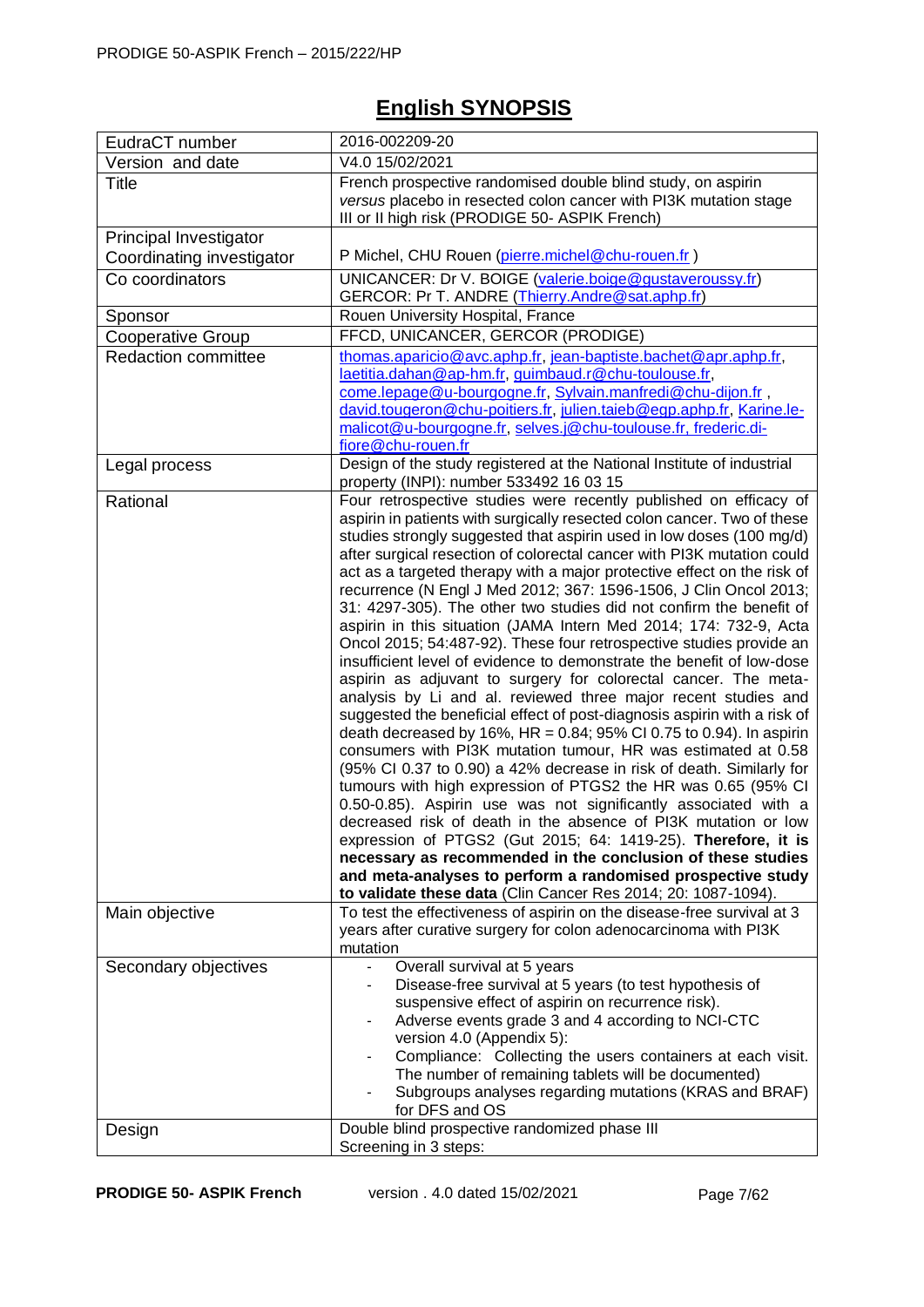# English SYNOPSIS

| | |
|---|---|
| EudraCT number | 2016-002209-20 |
| Version and date | V4.0 15/02/2021 |
| Title | French prospective randomised double blind study, on aspirin *versus* placebo in resected colon cancer with PI3K mutation stage III or II high risk (PRODIGE 50- ASPIK French) |
| Principal Investigator<br>Coordinating investigator | P Michel, CHU Rouen (pierre.michel@chu-rouen.fr ) |
| Co coordinators | UNICANCER: Dr V. BOIGE (valerie.boige@gustaveroussy.fr)<br>GERCOR: Pr T. ANDRE (Thierry.Andre@sat.aphp.fr) |
| Sponsor | Rouen University Hospital, France |
| Cooperative Group | FFCD, UNICANCER, GERCOR (PRODIGE) |
| Redaction committee | thomas.aparicio@avc.aphp.fr, jean-baptiste.bachet@apr.aphp.fr, laetitia.dahan@ap-hm.fr, guimbaud.r@chu-toulouse.fr, come.lepage@u-bourgogne.fr, Sylvain.manfredi@chu-dijon.fr , david.tougeron@chu-poitiers.fr, julien.taieb@egp.aphp.fr, Karine.le-malicot@u-bourgogne.fr, selves.j@chu-toulouse.fr, frederic.di-fiore@chu-rouen.fr |
| Legal process | Design of the study registered at the National Institute of industrial property (INPI): number 533492 16 03 15 |
| Rational | Four retrospective studies were recently published on efficacy of aspirin in patients with surgically resected colon cancer. Two of these studies strongly suggested that aspirin used in low doses (100 mg/d) after surgical resection of colorectal cancer with PI3K mutation could act as a targeted therapy with a major protective effect on the risk of recurrence (N Engl J Med 2012; 367: 1596-1506, J Clin Oncol 2013; 31: 4297-305). The other two studies did not confirm the benefit of aspirin in this situation (JAMA Intern Med 2014; 174: 732-9, Acta Oncol 2015; 54:487-92). These four retrospective studies provide an insufficient level of evidence to demonstrate the benefit of low-dose aspirin as adjuvant to surgery for colorectal cancer. The meta-analysis by Li and al. reviewed three major recent studies and suggested the beneficial effect of post-diagnosis aspirin with a risk of death decreased by 16%, HR = 0.84; 95% CI 0.75 to 0.94). In aspirin consumers with PI3K mutation tumour, HR was estimated at 0.58 (95% CI 0.37 to 0.90) a 42% decrease in risk of death. Similarly for tumours with high expression of PTGS2 the HR was 0.65 (95% CI 0.50-0.85). Aspirin use was not significantly associated with a decreased risk of death in the absence of PI3K mutation or low expression of PTGS2 (Gut 2015; 64: 1419-25). **Therefore, it is necessary as recommended in the conclusion of these studies and meta-analyses to perform a randomised prospective study to validate these data** (Clin Cancer Res 2014; 20: 1087-1094). |
| Main objective | To test the effectiveness of aspirin on the disease-free survival at 3 years after curative surgery for colon adenocarcinoma with PI3K mutation |
| Secondary objectives | - Overall survival at 5 years<br>- Disease-free survival at 5 years (to test hypothesis of suspensive effect of aspirin on recurrence risk).<br>- Adverse events grade 3 and 4 according to NCI-CTC version 4.0 (Appendix 5):<br>- Compliance: Collecting the users containers at each visit. The number of remaining tablets will be documented)<br>- Subgroups analyses regarding mutations (KRAS and BRAF) for DFS and OS |
| Design | Double blind prospective randomized phase III<br>Screening in 3 steps: |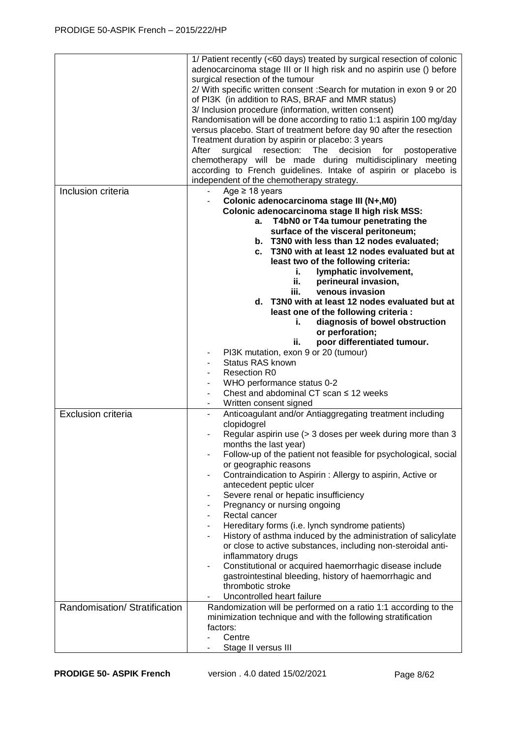| | |
|---|---|
| | 1/ Patient recently (<60 days) treated by surgical resection of colonic adenocarcinoma stage III or II high risk and no aspirin use () before surgical resection of the tumour<br>2/ With specific written consent :Search for mutation in exon 9 or 20 of PI3K (in addition to RAS, BRAF and MMR status)<br>3/ Inclusion procedure (information, written consent)<br>Randomisation will be done according to ratio 1:1 aspirin 100 mg/day versus placebo. Start of treatment before day 90 after the resection<br>Treatment duration by aspirin or placebo: 3 years<br>After surgical resection: The decision for postoperative chemotherapy will be made during multidisciplinary meeting according to French guidelines. Intake of aspirin or placebo is independent of the chemotherapy strategy. |
| Inclusion criteria | - Age ≥ 18 years<br>- **Colonic adenocarcinoma stage III (N+,M0)**<br>**Colonic adenocarcinoma stage II high risk MSS:**<br>**a. T4bN0 or T4a tumour penetrating the surface of the visceral peritoneum;**<br>**b. T3N0 with less than 12 nodes evaluated;**<br>**c. T3N0 with at least 12 nodes evaluated but at least two of the following criteria:**<br>**i. lymphatic involvement,**<br>**ii. perineural invasion,**<br>**iii. venous invasion**<br>**d. T3N0 with at least 12 nodes evaluated but at least one of the following criteria :**<br>**i. diagnosis of bowel obstruction or perforation;**<br>**ii. poor differentiated tumour.**<br>- PI3K mutation, exon 9 or 20 (tumour)<br>- Status RAS known<br>- Resection R0<br>- WHO performance status 0-2<br>- Chest and abdominal CT scan ≤ 12 weeks<br>- Written consent signed |
| Exclusion criteria | - Anticoagulant and/or Antiaggregating treatment including clopidogrel<br>- Regular aspirin use (> 3 doses per week during more than 3 months the last year)<br>- Follow-up of the patient not feasible for psychological, social or geographic reasons<br>- Contraindication to Aspirin : Allergy to aspirin, Active or antecedent peptic ulcer<br>- Severe renal or hepatic insufficiency<br>- Pregnancy or nursing ongoing<br>- Rectal cancer<br>- Hereditary forms (i.e. lynch syndrome patients)<br>- History of asthma induced by the administration of salicylate or close to active substances, including non-steroidal anti-inflammatory drugs<br>- Constitutional or acquired haemorrhagic disease include gastrointestinal bleeding, history of haemorrhagic and thrombotic stroke<br>- Uncontrolled heart failure |
| Randomisation/ Stratification | Randomization will be performed on a ratio 1:1 according to the minimization technique and with the following stratification factors:<br>- Centre<br>- Stage II versus III |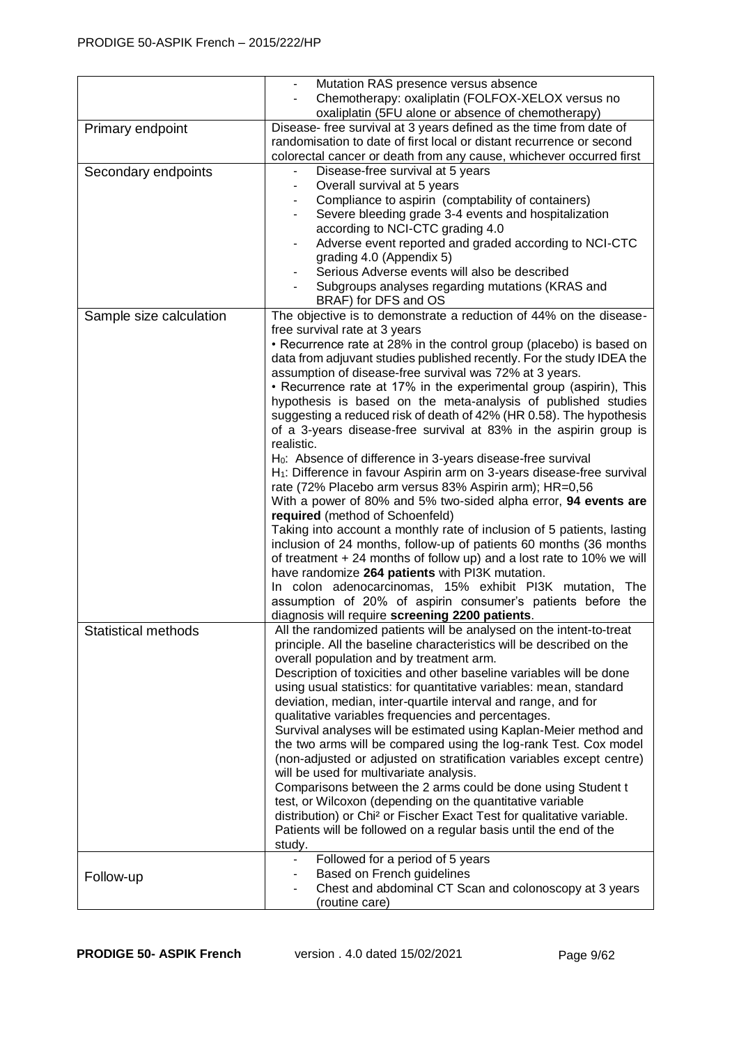| | |
|---|---|
| | - Mutation RAS presence versus absence<br>- Chemotherapy: oxaliplatin (FOLFOX-XELOX versus no oxaliplatin (5FU alone or absence of chemotherapy) |
| Primary endpoint | Disease- free survival at 3 years defined as the time from date of randomisation to date of first local or distant recurrence or second colorectal cancer or death from any cause, whichever occurred first |
| Secondary endpoints | - Disease-free survival at 5 years<br>- Overall survival at 5 years<br>- Compliance to aspirin (comptability of containers)<br>- Severe bleeding grade 3-4 events and hospitalization according to NCI-CTC grading 4.0<br>- Adverse event reported and graded according to NCI-CTC grading 4.0 (Appendix 5)<br>- Serious Adverse events will also be described<br>- Subgroups analyses regarding mutations (KRAS and BRAF) for DFS and OS |
| Sample size calculation | The objective is to demonstrate a reduction of 44% on the disease-free survival rate at 3 years<br>• Recurrence rate at 28% in the control group (placebo) is based on data from adjuvant studies published recently. For the study IDEA the assumption of disease-free survival was 72% at 3 years.<br>• Recurrence rate at 17% in the experimental group (aspirin), This hypothesis is based on the meta-analysis of published studies suggesting a reduced risk of death of 42% (HR 0.58). The hypothesis of a 3-years disease-free survival at 83% in the aspirin group is realistic.<br>$H_0$: Absence of difference in 3-years disease-free survival<br>$H_1$: Difference in favour Aspirin arm on 3-years disease-free survival rate (72% Placebo arm versus 83% Aspirin arm); HR=0,56<br>With a power of 80% and 5% two-sided alpha error, **94 events are required** (method of Schoenfeld)<br>Taking into account a monthly rate of inclusion of 5 patients, lasting inclusion of 24 months, follow-up of patients 60 months (36 months of treatment + 24 months of follow up) and a lost rate to 10% we will have randomize **264 patients** with PI3K mutation.<br>In colon adenocarcinomas, 15% exhibit PI3K mutation, The assumption of 20% of aspirin consumer's patients before the diagnosis will require **screening 2200 patients**. |
| Statistical methods | All the randomized patients will be analysed on the intent-to-treat principle. All the baseline characteristics will be described on the overall population and by treatment arm.<br>Description of toxicities and other baseline variables will be done using usual statistics: for quantitative variables: mean, standard deviation, median, inter-quartile interval and range, and for qualitative variables frequencies and percentages.<br>Survival analyses will be estimated using Kaplan-Meier method and the two arms will be compared using the log-rank Test. Cox model (non-adjusted or adjusted on stratification variables except centre) will be used for multivariate analysis.<br>Comparisons between the 2 arms could be done using Student t test, or Wilcoxon (depending on the quantitative variable distribution) or Chi² or Fischer Exact Test for qualitative variable.<br>Patients will be followed on a regular basis until the end of the study. |
| Follow-up | - Followed for a period of 5 years<br>- Based on French guidelines<br>- Chest and abdominal CT Scan and colonoscopy at 3 years (routine care) |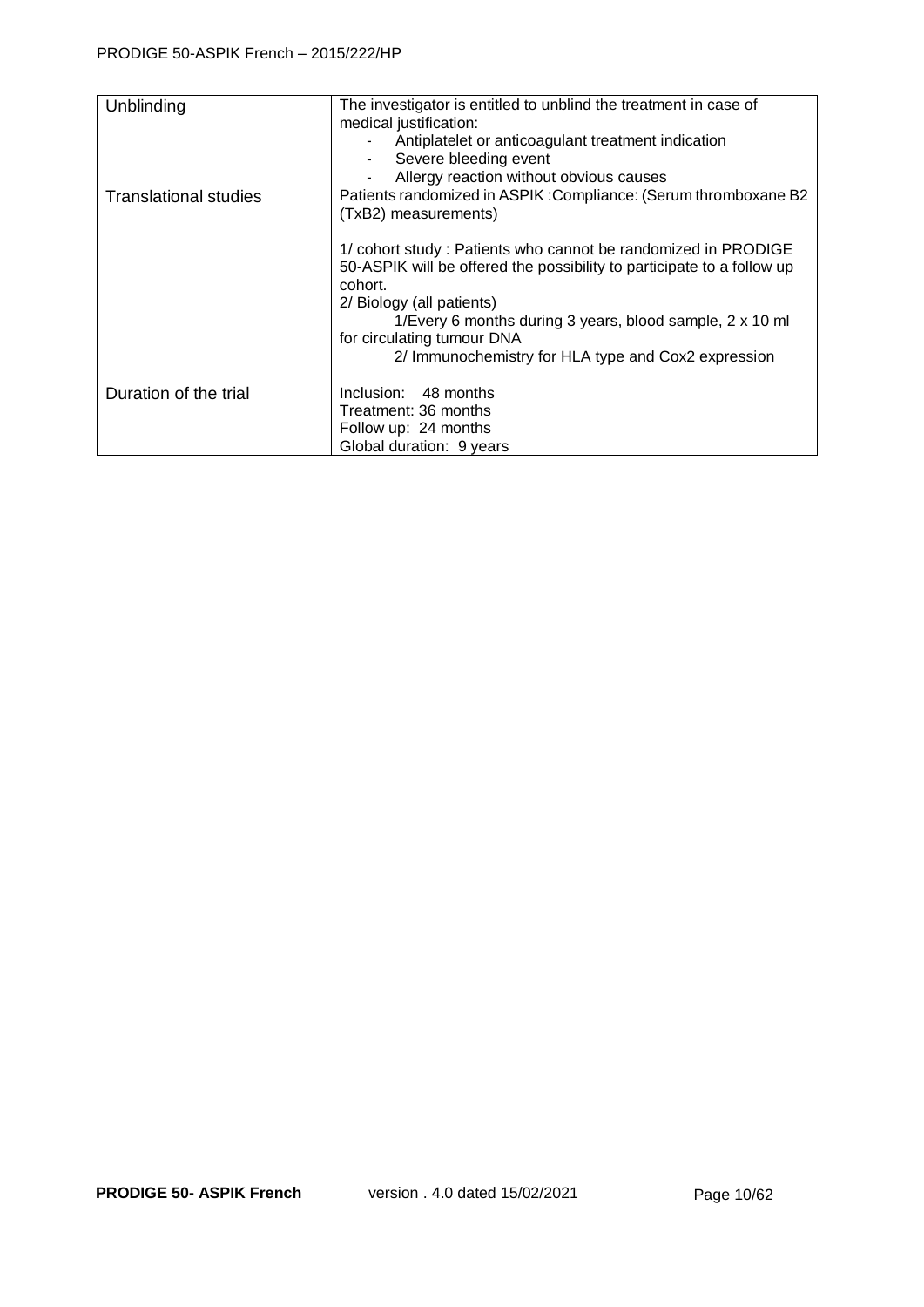| Unblinding | The investigator is entitled to unblind the treatment in case of medical justification:<br>- Antiplatelet or anticoagulant treatment indication<br>- Severe bleeding event<br>- Allergy reaction without obvious causes |
|---|---|
| Translational studies | Patients randomized in ASPIK :Compliance: (Serum thromboxane B2 (TxB2) measurements)<br><br>1/ cohort study : Patients who cannot be randomized in PRODIGE 50-ASPIK will be offered the possibility to participate to a follow up cohort.<br>2/ Biology (all patients)<br>1/Every 6 months during 3 years, blood sample, 2 x 10 ml for circulating tumour DNA<br>2/ Immunochemistry for HLA type and Cox2 expression |
| Duration of the trial | Inclusion: 48 months<br>Treatment: 36 months<br>Follow up: 24 months<br>Global duration: 9 years |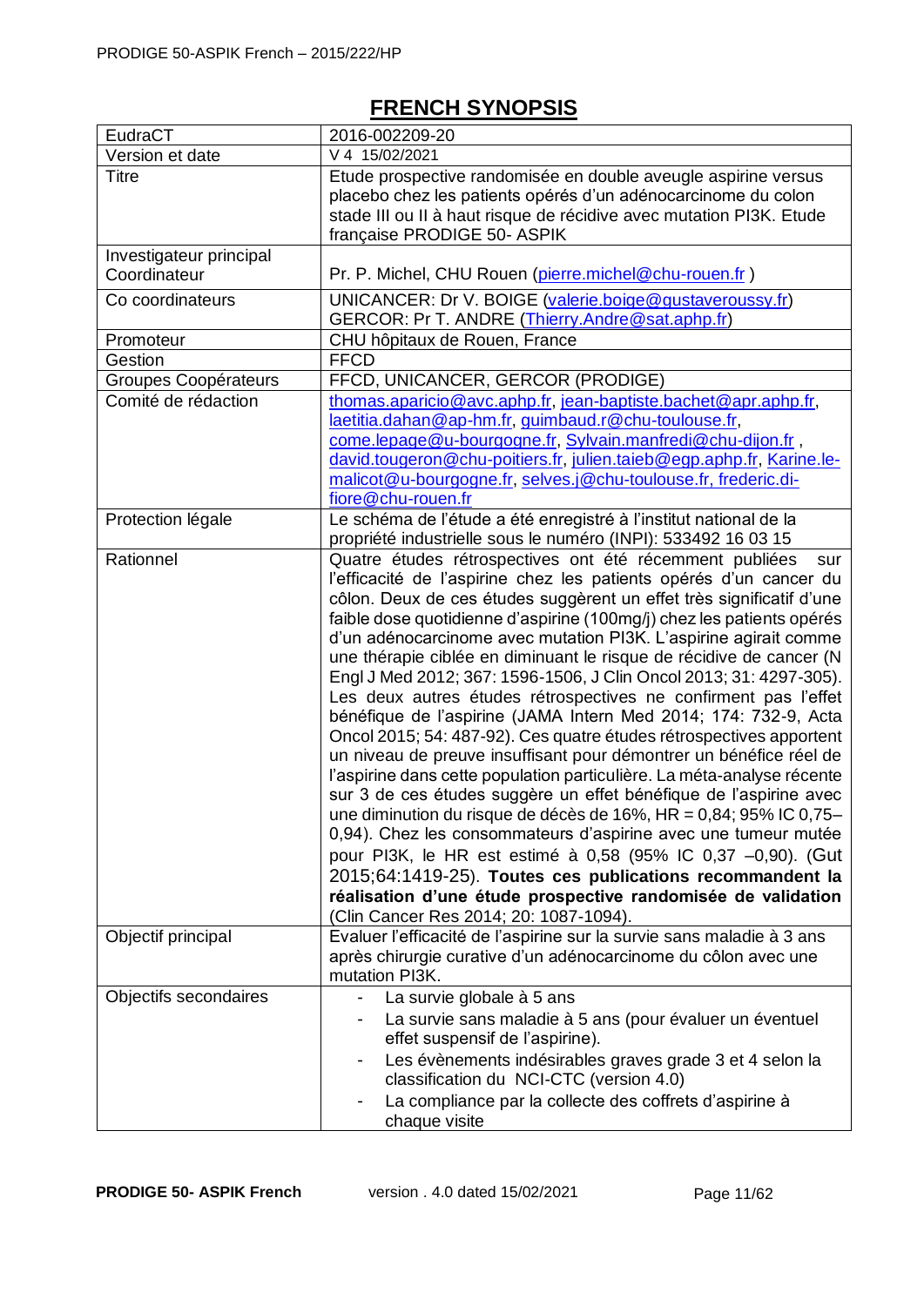# FRENCH SYNOPSIS

| EudraCT | 2016-002209-20 |
|---|---|
| Version et date | V 4 15/02/2021 |
| Titre | Etude prospective randomisée en double aveugle aspirine versus placebo chez les patients opérés d'un adénocarcinome du colon stade III ou II à haut risque de récidive avec mutation PI3K. Etude française PRODIGE 50- ASPIK |
| Investigateur principal Coordinateur | Pr. P. Michel, CHU Rouen (pierre.michel@chu-rouen.fr ) |
| Co coordinateurs | UNICANCER: Dr V. BOIGE (valerie.boige@gustaveroussy.fr) GERCOR: Pr T. ANDRE (Thierry.Andre@sat.aphp.fr) |
| Promoteur | CHU hôpitaux de Rouen, France |
| Gestion | FFCD |
| Groupes Coopérateurs | FFCD, UNICANCER, GERCOR (PRODIGE) |
| Comité de rédaction | thomas.aparicio@avc.aphp.fr, jean-baptiste.bachet@apr.aphp.fr, laetitia.dahan@ap-hm.fr, guimbaud.r@chu-toulouse.fr, come.lepage@u-bourgogne.fr, Sylvain.manfredi@chu-dijon.fr , david.tougeron@chu-poitiers.fr, julien.taieb@egp.aphp.fr, Karine.le-malicot@u-bourgogne.fr, selves.j@chu-toulouse.fr, frederic.di-fiore@chu-rouen.fr |
| Protection légale | Le schéma de l'étude a été enregistré à l'institut national de la propriété industrielle sous le numéro (INPI): 533492 16 03 15 |
| Rationnel | Quatre études rétrospectives ont été récemment publiées sur l'efficacité de l'aspirine chez les patients opérés d'un cancer du côlon. Deux de ces études suggèrent un effet très significatif d'une faible dose quotidienne d'aspirine (100mg/j) chez les patients opérés d'un adénocarcinome avec mutation PI3K. L'aspirine agirait comme une thérapie ciblée en diminuant le risque de récidive de cancer (N Engl J Med 2012; 367: 1596-1506, J Clin Oncol 2013; 31: 4297-305). Les deux autres études rétrospectives ne confirment pas l'effet bénéfique de l'aspirine (JAMA Intern Med 2014; 174: 732-9, Acta Oncol 2015; 54: 487-92). Ces quatre études rétrospectives apportent un niveau de preuve insuffisant pour démontrer un bénéfice réel de l'aspirine dans cette population particulière. La méta-analyse récente sur 3 de ces études suggère un effet bénéfique de l'aspirine avec une diminution du risque de décès de 16%, HR = 0,84; 95% IC 0,75–0,94). Chez les consommateurs d'aspirine avec une tumeur mutée pour PI3K, le HR est estimé à 0,58 (95% IC 0,37 –0,90). (Gut 2015;64:1419-25). **Toutes ces publications recommandent la réalisation d'une étude prospective randomisée de validation** (Clin Cancer Res 2014; 20: 1087-1094). |
| Objectif principal | Evaluer l'efficacité de l'aspirine sur la survie sans maladie à 3 ans après chirurgie curative d'un adénocarcinome du côlon avec une mutation PI3K. |
| Objectifs secondaires | - La survie globale à 5 ans<br>- La survie sans maladie à 5 ans (pour évaluer un éventuel effet suspensif de l'aspirine).<br>- Les évènements indésirables graves grade 3 et 4 selon la classification du NCI-CTC (version 4.0)<br>- La compliance par la collecte des coffrets d'aspirine à chaque visite |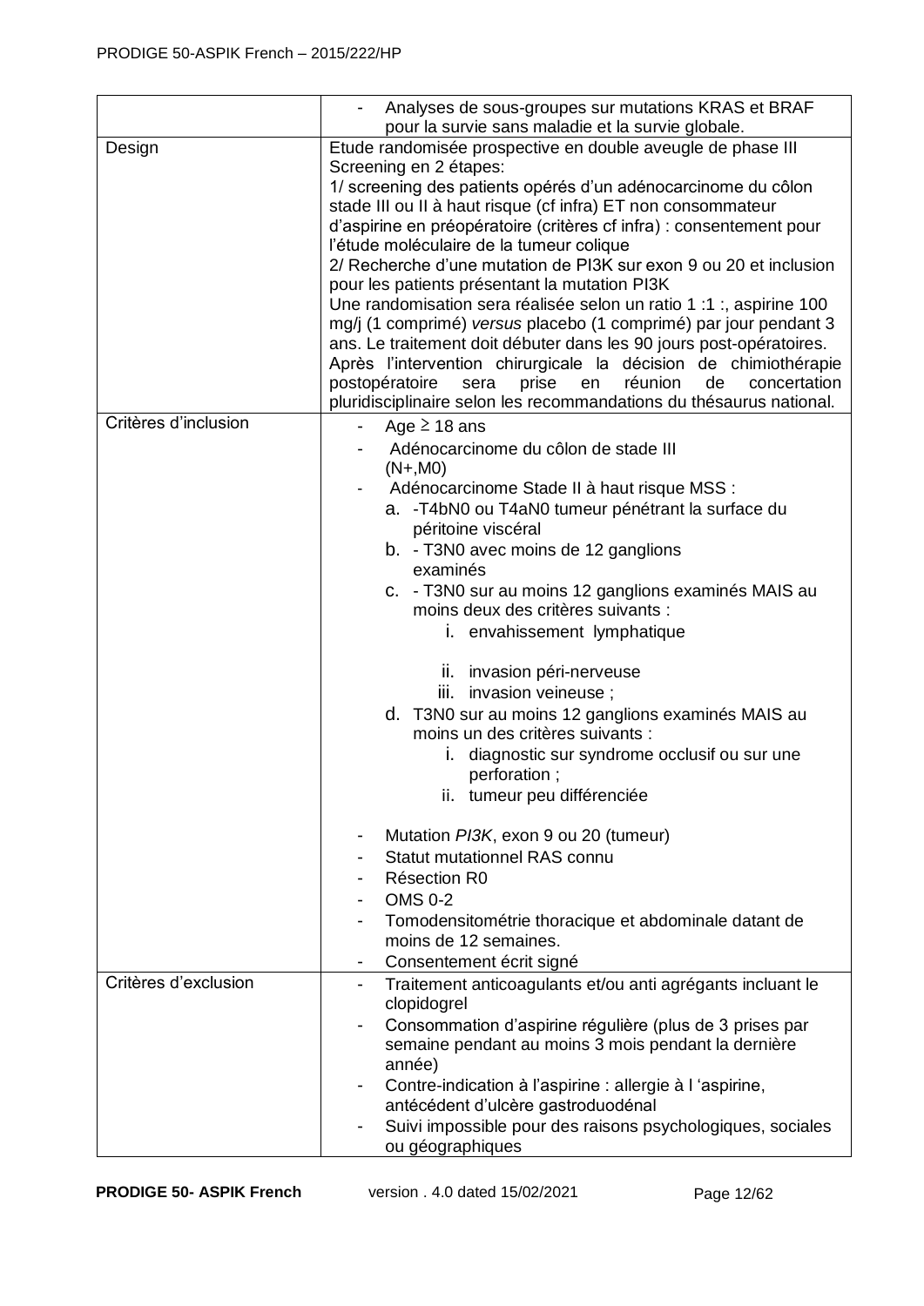| | |
|---|---|
| | - Analyses de sous-groupes sur mutations KRAS et BRAF pour la survie sans maladie et la survie globale. |
| Design | Etude randomisée prospective en double aveugle de phase III<br>Screening en 2 étapes:<br>1/ screening des patients opérés d'un adénocarcinome du côlon stade III ou II à haut risque (cf infra) ET non consommateur d'aspirine en préopératoire (critères cf infra) : consentement pour l'étude moléculaire de la tumeur colique<br>2/ Recherche d'une mutation de PI3K sur exon 9 ou 20 et inclusion pour les patients présentant la mutation PI3K<br>Une randomisation sera réalisée selon un ratio 1 :1 :, aspirine 100 mg/j (1 comprimé) *versus* placebo (1 comprimé) par jour pendant 3 ans. Le traitement doit débuter dans les 90 jours post-opératoires.<br>Après l'intervention chirurgicale la décision de chimiothérapie postopératoire sera prise en réunion de concertation pluridisciplinaire selon les recommandations du thésaurus national. |
| Critères d'inclusion | - Age ≥ 18 ans<br>- Adénocarcinome du côlon de stade III (N+,M0)<br>- Adénocarcinome Stade II à haut risque MSS :<br>a. -T4bN0 ou T4aN0 tumeur pénétrant la surface du péritoine viscéral<br>b. - T3N0 avec moins de 12 ganglions examinés<br>c. - T3N0 sur au moins 12 ganglions examinés MAIS au moins deux des critères suivants :<br>i. envahissement lymphatique<br>ii. invasion péri-nerveuse<br>iii. invasion veineuse ;<br>d. T3N0 sur au moins 12 ganglions examinés MAIS au moins un des critères suivants :<br>i. diagnostic sur syndrome occlusif ou sur une perforation ;<br>ii. tumeur peu différenciée<br>- Mutation *PI3K*, exon 9 ou 20 (tumeur)<br>- Statut mutationnel RAS connu<br>- Résection R0<br>- OMS 0-2<br>- Tomodensitométrie thoracique et abdominale datant de moins de 12 semaines.<br>- Consentement écrit signé |
| Critères d'exclusion | - Traitement anticoagulants et/ou anti agrégants incluant le clopidogrel<br>- Consommation d'aspirine régulière (plus de 3 prises par semaine pendant au moins 3 mois pendant la dernière année)<br>- Contre-indication à l'aspirine : allergie à l 'aspirine, antécédent d'ulcère gastroduodénal<br>- Suivi impossible pour des raisons psychologiques, sociales ou géographiques |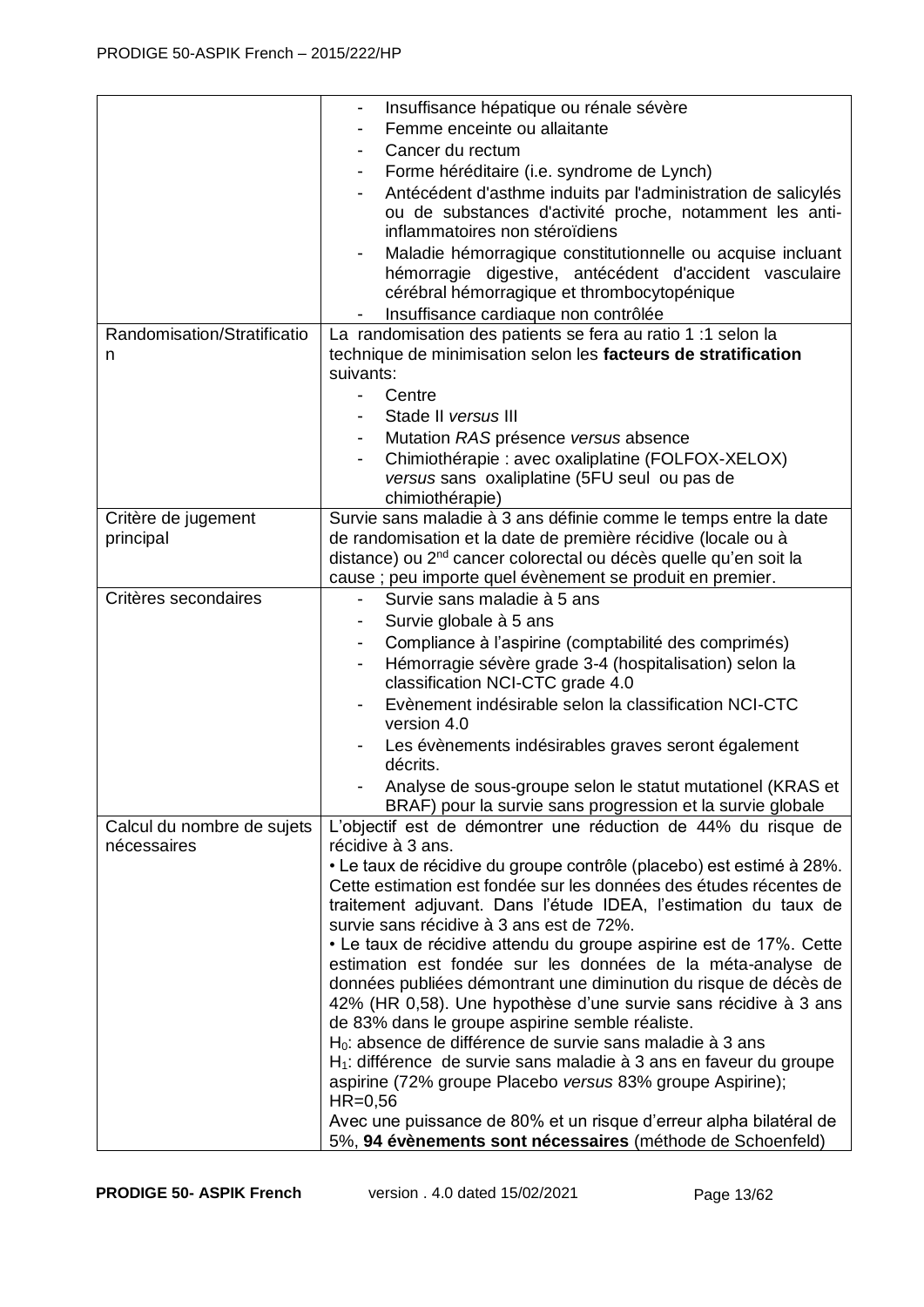| | |
|---|---|
| | - Insuffisance hépatique ou rénale sévère<br>- Femme enceinte ou allaitante<br>- Cancer du rectum<br>- Forme héréditaire (i.e. syndrome de Lynch)<br>- Antécédent d'asthme induits par l'administration de salicylés ou de substances d'activité proche, notamment les anti-inflammatoires non stéroïdiens<br>- Maladie hémorragique constitutionnelle ou acquise incluant hémorragie digestive, antécédent d'accident vasculaire cérébral hémorragique et thrombocytopénique<br>- Insuffisance cardiaque non contrôlée |
| Randomisation/Stratification | La randomisation des patients se fera au ratio 1 :1 selon la technique de minimisation selon les **facteurs de stratification** suivants:<br>- Centre<br>- Stade II *versus* III<br>- Mutation *RAS* présence *versus* absence<br>- Chimiothérapie : avec oxaliplatine (FOLFOX-XELOX) *versus* sans oxaliplatine (5FU seul ou pas de chimiothérapie) |
| Critère de jugement principal | Survie sans maladie à 3 ans définie comme le temps entre la date de randomisation et la date de première récidive (locale ou à distance) ou 2[nd] cancer colorectal ou décès quelle qu'en soit la cause ; peu importe quel évènement se produit en premier. |
| Critères secondaires | - Survie sans maladie à 5 ans<br>- Survie globale à 5 ans<br>- Compliance à l'aspirine (comptabilité des comprimés)<br>- Hémorragie sévère grade 3-4 (hospitalisation) selon la classification NCI-CTC grade 4.0<br>- Evènement indésirable selon la classification NCI-CTC version 4.0<br>- Les évènements indésirables graves seront également décrits.<br>- Analyse de sous-groupe selon le statut mutationel (KRAS et BRAF) pour la survie sans progression et la survie globale |
| Calcul du nombre de sujets nécessaires | L'objectif est de démontrer une réduction de 44% du risque de récidive à 3 ans.<br>• Le taux de récidive du groupe contrôle (placebo) est estimé à 28%. Cette estimation est fondée sur les données des études récentes de traitement adjuvant. Dans l'étude IDEA, l'estimation du taux de survie sans récidive à 3 ans est de 72%.<br>• Le taux de récidive attendu du groupe aspirine est de 17%. Cette estimation est fondée sur les données de la méta-analyse de données publiées démontrant une diminution du risque de décès de 42% (HR 0,58). Une hypothèse d'une survie sans récidive à 3 ans de 83% dans le groupe aspirine semble réaliste.<br>$H_0$: absence de différence de survie sans maladie à 3 ans<br>$H_1$: différence de survie sans maladie à 3 ans en faveur du groupe aspirine (72% groupe Placebo *versus* 83% groupe Aspirine); HR=0,56<br>Avec une puissance de 80% et un risque d'erreur alpha bilatéral de 5%, **94 évènements sont nécessaires** (méthode de Schoenfeld) |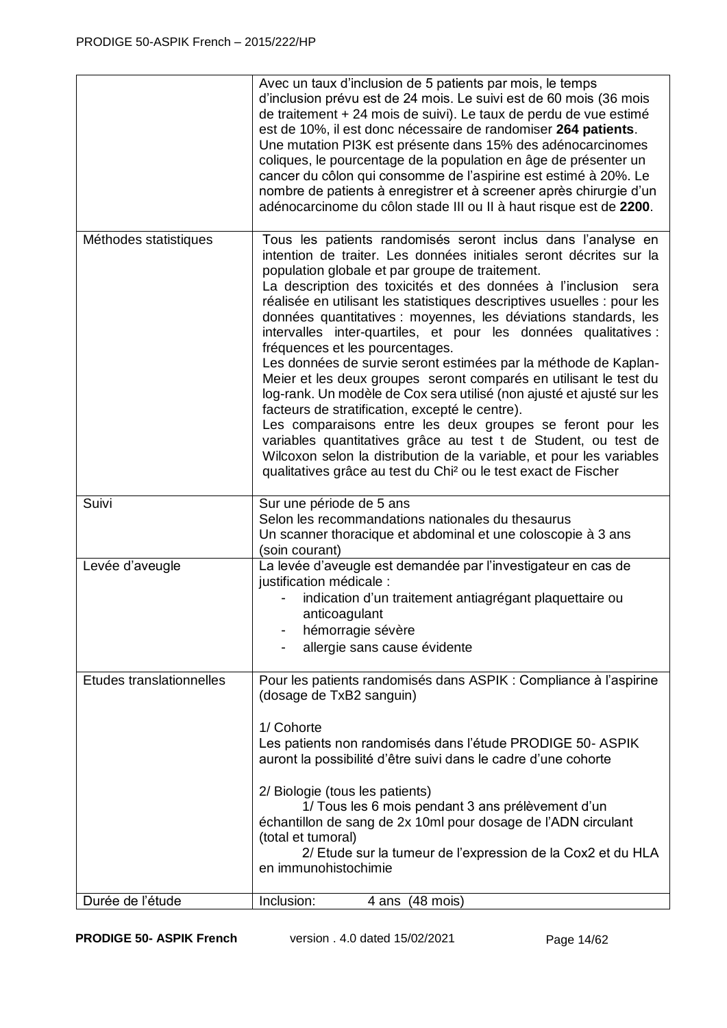| | |
|---|---|
| | Avec un taux d'inclusion de 5 patients par mois, le temps d'inclusion prévu est de 24 mois. Le suivi est de 60 mois (36 mois de traitement + 24 mois de suivi). Le taux de perdu de vue estimé est de 10%, il est donc nécessaire de randomiser **264 patients**. Une mutation PI3K est présente dans 15% des adénocarcinomes coliques, le pourcentage de la population en âge de présenter un cancer du côlon qui consomme de l'aspirine est estimé à 20%. Le nombre de patients à enregistrer et à screener après chirurgie d'un adénocarcinome du côlon stade III ou II à haut risque est de **2200**. |
| Méthodes statistiques | Tous les patients randomisés seront inclus dans l'analyse en intention de traiter. Les données initiales seront décrites sur la population globale et par groupe de traitement.<br>La description des toxicités et des données à l'inclusion sera réalisée en utilisant les statistiques descriptives usuelles : pour les données quantitatives : moyennes, les déviations standards, les intervalles inter-quartiles, et pour les données qualitatives : fréquences et les pourcentages.<br>Les données de survie seront estimées par la méthode de Kaplan-Meier et les deux groupes seront comparés en utilisant le test du log-rank. Un modèle de Cox sera utilisé (non ajusté et ajusté sur les facteurs de stratification, excepté le centre).<br>Les comparaisons entre les deux groupes se feront pour les variables quantitatives grâce au test t de Student, ou test de Wilcoxon selon la distribution de la variable, et pour les variables qualitatives grâce au test du Chi² ou le test exact de Fischer |
| Suivi | Sur une période de 5 ans<br>Selon les recommandations nationales du thesaurus<br>Un scanner thoracique et abdominal et une coloscopie à 3 ans (soin courant) |
| Levée d'aveugle | La levée d'aveugle est demandée par l'investigateur en cas de justification médicale :<br>- indication d'un traitement antiagrégant plaquettaire ou anticoagulant<br>- hémorragie sévère<br>- allergie sans cause évidente |
| Etudes translationnelles | Pour les patients randomisés dans ASPIK : Compliance à l'aspirine (dosage de TxB2 sanguin)<br><br>1/ Cohorte<br>Les patients non randomisés dans l'étude PRODIGE 50- ASPIK auront la possibilité d'être suivi dans le cadre d'une cohorte<br><br>2/ Biologie (tous les patients)<br>1/ Tous les 6 mois pendant 3 ans prélèvement d'un échantillon de sang de 2x 10ml pour dosage de l'ADN circulant (total et tumoral)<br>2/ Etude sur la tumeur de l'expression de la Cox2 et du HLA en immunohistochimie |
| Durée de l'étude | Inclusion: 4 ans (48 mois) |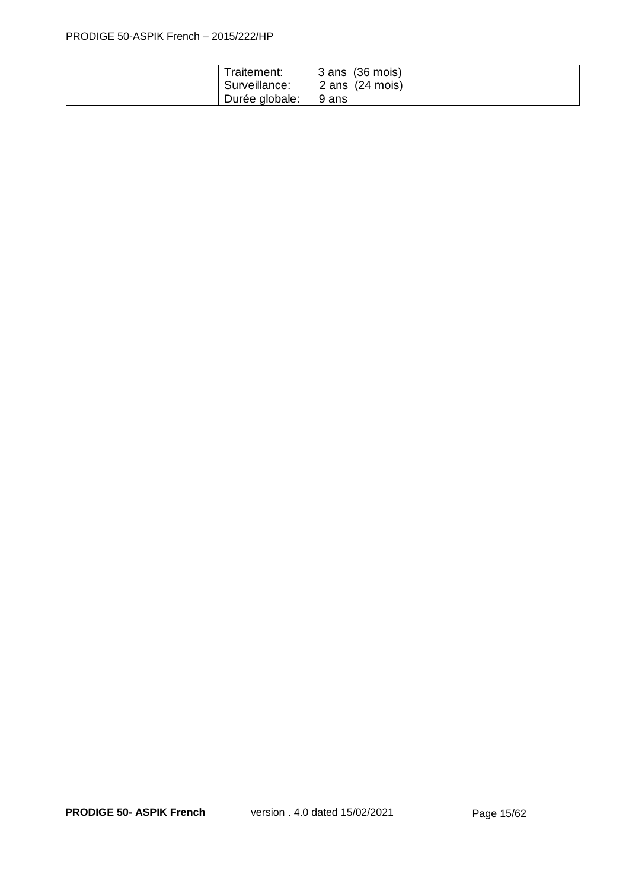| | |
|---|---|
| | Traitement: 3 ans (36 mois)<br>Surveillance: 2 ans (24 mois)<br>Durée globale: 9 ans |